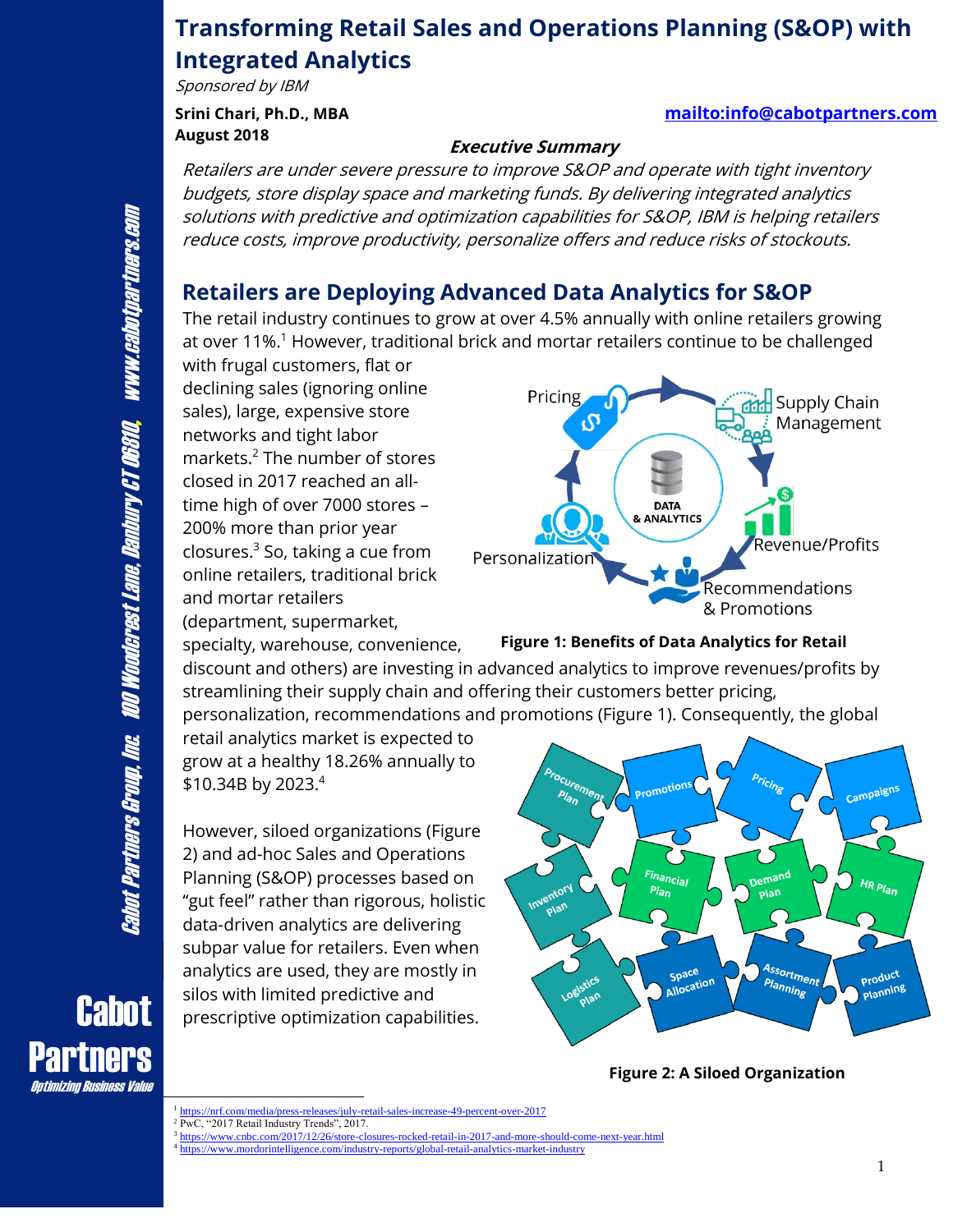# Transforming Retail Sales and Operations Planning (S&OP) with Integrated Analytics

*Sponsored by IBM*

**Srini Chari, Ph.D., MBA**
**August 2018**

**mailto:info@cabotpartners.com**

***Executive Summary***

*Retailers are under severe pressure to improve S&OP and operate with tight inventory budgets, store display space and marketing funds. By delivering integrated analytics solutions with predictive and optimization capabilities for S&OP, IBM is helping retailers reduce costs, improve productivity, personalize offers and reduce risks of stockouts.*

## Retailers are Deploying Advanced Data Analytics for S&OP

The retail industry continues to grow at over 4.5% annually with online retailers growing at over 11%.[1] However, traditional brick and mortar retailers continue to be challenged with frugal customers, flat or declining sales (ignoring online sales), large, expensive store networks and tight labor markets.[2] The number of stores closed in 2017 reached an all-time high of over 7000 stores – 200% more than prior year closures.[3] So, taking a cue from online retailers, traditional brick and mortar retailers (department, supermarket, specialty, warehouse, convenience, discount and others) are investing in advanced analytics to improve revenues/profits by streamlining their supply chain and offering their customers better pricing, personalization, recommendations and promotions (Figure 1). Consequently, the global retail analytics market is expected to grow at a healthy 18.26% annually to $10.34B by 2023.[4]

**Figure 1: Benefits of Data Analytics for Retail**

However, siloed organizations (Figure 2) and ad-hoc Sales and Operations Planning (S&OP) processes based on "gut feel" rather than rigorous, holistic data-driven analytics are delivering subpar value for retailers. Even when analytics are used, they are mostly in silos with limited predictive and prescriptive optimization capabilities.

**Figure 2: A Siloed Organization**

[1] https://nrf.com/media/press-releases/july-retail-sales-increase-49-percent-over-2017
[2] PwC, "2017 Retail Industry Trends", 2017.
[3] https://www.cnbc.com/2017/12/26/store-closures-rocked-retail-in-2017-and-more-should-come-next-year.html
[4] https://www.mordorintelligence.com/industry-reports/global-retail-analytics-market-industry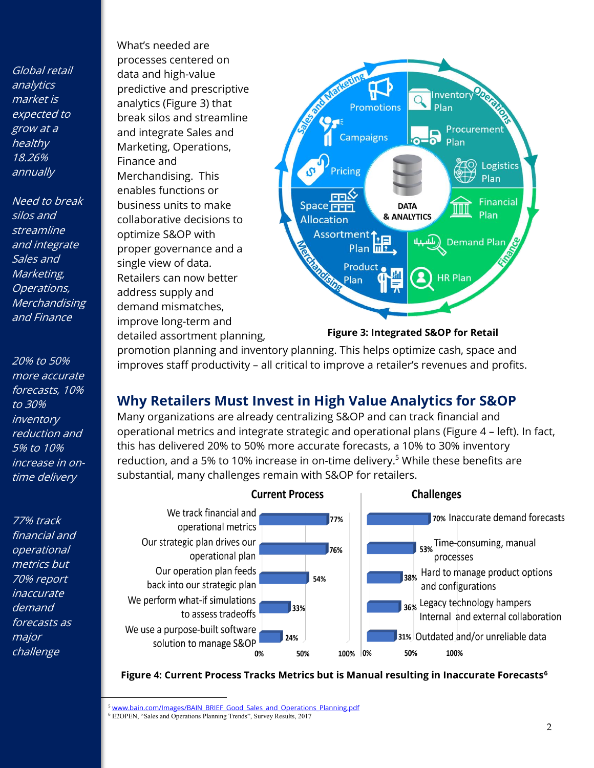*Global retail analytics market is expected to grow at a healthy 18.26% annually*

*Need to break silos and streamline and integrate Sales and Marketing, Operations, Merchandising and Finance*

*20% to 50% more accurate forecasts, 10% to 30% inventory reduction and 5% to 10% increase in on-time delivery*

*77% track financial and operational metrics but 70% report inaccurate demand forecasts as major challenge*

What's needed are processes centered on data and high-value predictive and prescriptive analytics (Figure 3) that break silos and streamline and integrate Sales and Marketing, Operations, Finance and Merchandising. This enables functions or business units to make collaborative decisions to optimize S&OP with proper governance and a single view of data. Retailers can now better address supply and demand mismatches, improve long-term and detailed assortment planning, promotion planning and inventory planning. This helps optimize cash, space and improves staff productivity – all critical to improve a retailer's revenues and profits.

**Figure 3: Integrated S&OP for Retail**

## Why Retailers Must Invest in High Value Analytics for S&OP

Many organizations are already centralizing S&OP and can track financial and operational metrics and integrate strategic and operational plans (Figure 4 – left). In fact, this has delivered 20% to 50% more accurate forecasts, a 10% to 30% inventory reduction, and a 5% to 10% increase in on-time delivery.[5] While these benefits are substantial, many challenges remain with S&OP for retailers.

**Figure 4: Current Process Tracks Metrics but is Manual resulting in Inaccurate Forecasts[6]**

[5] www.bain.com/Images/BAIN_BRIEF_Good_Sales_and_Operations_Planning.pdf

[6] E2OPEN, "Sales and Operations Planning Trends", Survey Results, 2017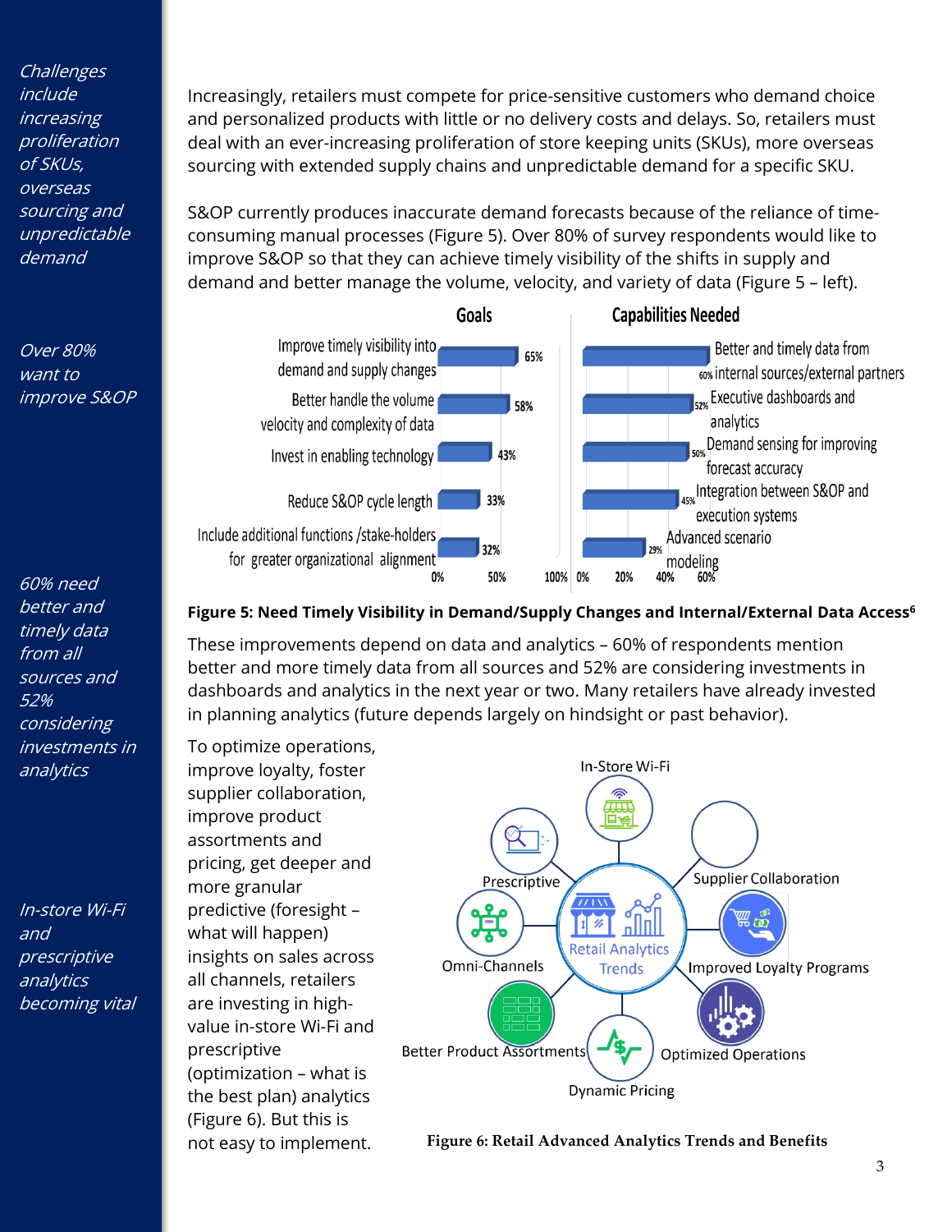*Challenges include increasing proliferation of SKUs, overseas sourcing and unpredictable demand*

Increasingly, retailers must compete for price-sensitive customers who demand choice and personalized products with little or no delivery costs and delays. So, retailers must deal with an ever-increasing proliferation of store keeping units (SKUs), more overseas sourcing with extended supply chains and unpredictable demand for a specific SKU.

*Over 80% want to improve S&OP*

S&OP currently produces inaccurate demand forecasts because of the reliance of time-consuming manual processes (Figure 5). Over 80% of survey respondents would like to improve S&OP so that they can achieve timely visibility of the shifts in supply and demand and better manage the volume, velocity, and variety of data (Figure 5 – left).

| Goals | |
|---|---|
| Improve timely visibility into demand and supply changes | 65% |
| Better handle the volume velocity and complexity of data | 58% |
| Invest in enabling technology | 43% |
| Reduce S&OP cycle length | 33% |
| Include additional functions /stake-holders for greater organizational alignment | 32% |

| Capabilities Needed | |
|---|---|
| Better and timely data from internal sources/external partners | 60% |
| Executive dashboards and analytics | 52% |
| Demand sensing for improving forecast accuracy | 50% |
| Integration between S&OP and execution systems | 45% |
| Advanced scenario modeling | 29% |

**Figure 5: Need Timely Visibility in Demand/Supply Changes and Internal/External Data Access[6]**

*60% need better and timely data from all sources and 52% considering investments in analytics*

These improvements depend on data and analytics – 60% of respondents mention better and more timely data from all sources and 52% are considering investments in dashboards and analytics in the next year or two. Many retailers have already invested in planning analytics (future depends largely on hindsight or past behavior).

*In-store Wi-Fi and prescriptive analytics becoming vital*

To optimize operations, improve loyalty, foster supplier collaboration, improve product assortments and pricing, get deeper and more granular predictive (foresight – what will happen) insights on sales across all channels, retailers are investing in high-value in-store Wi-Fi and prescriptive (optimization – what is the best plan) analytics (Figure 6). But this is not easy to implement.

Retail Analytics Trends: In-Store Wi-Fi, Supplier Collaboration, Improved Loyalty Programs, Optimized Operations, Dynamic Pricing, Better Product Assortments, Omni-Channels, Prescriptive

**Figure 6: Retail Advanced Analytics Trends and Benefits**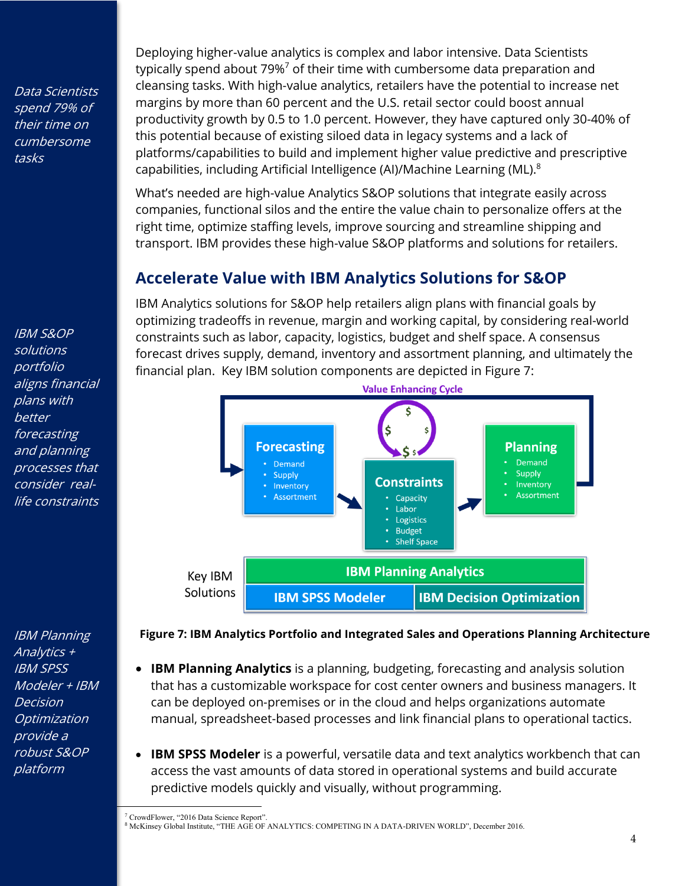*Data Scientists spend 79% of their time on cumbersome tasks*

Deploying higher-value analytics is complex and labor intensive. Data Scientists typically spend about 79%[7] of their time with cumbersome data preparation and cleansing tasks. With high-value analytics, retailers have the potential to increase net margins by more than 60 percent and the U.S. retail sector could boost annual productivity growth by 0.5 to 1.0 percent. However, they have captured only 30-40% of this potential because of existing siloed data in legacy systems and a lack of platforms/capabilities to build and implement higher value predictive and prescriptive capabilities, including Artificial Intelligence (AI)/Machine Learning (ML).[8]

What's needed are high-value Analytics S&OP solutions that integrate easily across companies, functional silos and the entire the value chain to personalize offers at the right time, optimize staffing levels, improve sourcing and streamline shipping and transport. IBM provides these high-value S&OP platforms and solutions for retailers.

## Accelerate Value with IBM Analytics Solutions for S&OP

*IBM S&OP solutions portfolio aligns financial plans with better forecasting and planning processes that consider real-life constraints*

IBM Analytics solutions for S&OP help retailers align plans with financial goals by optimizing tradeoffs in revenue, margin and working capital, by considering real-world constraints such as labor, capacity, logistics, budget and shelf space. A consensus forecast drives supply, demand, inventory and assortment planning, and ultimately the financial plan. Key IBM solution components are depicted in Figure 7:

Value Enhancing Cycle

**Forecasting**
- Demand
- Supply
- Inventory
- Assortment

**Constraints**
- Capacity
- Labor
- Logistics
- Budget
- Shelf Space

**Planning**
- Demand
- Supply
- Inventory
- Assortment

Key IBM Solutions: IBM Planning Analytics; IBM SPSS Modeler; IBM Decision Optimization

**Figure 7: IBM Analytics Portfolio and Integrated Sales and Operations Planning Architecture**

*IBM Planning Analytics + IBM SPSS Modeler + IBM Decision Optimization provide a robust S&OP platform*

- **IBM Planning Analytics** is a planning, budgeting, forecasting and analysis solution that has a customizable workspace for cost center owners and business managers. It can be deployed on-premises or in the cloud and helps organizations automate manual, spreadsheet-based processes and link financial plans to operational tactics.

- **IBM SPSS Modeler** is a powerful, versatile data and text analytics workbench that can access the vast amounts of data stored in operational systems and build accurate predictive models quickly and visually, without programming.

[7] CrowdFlower, "2016 Data Science Report".
[8] McKinsey Global Institute, "THE AGE OF ANALYTICS: COMPETING IN A DATA-DRIVEN WORLD", December 2016.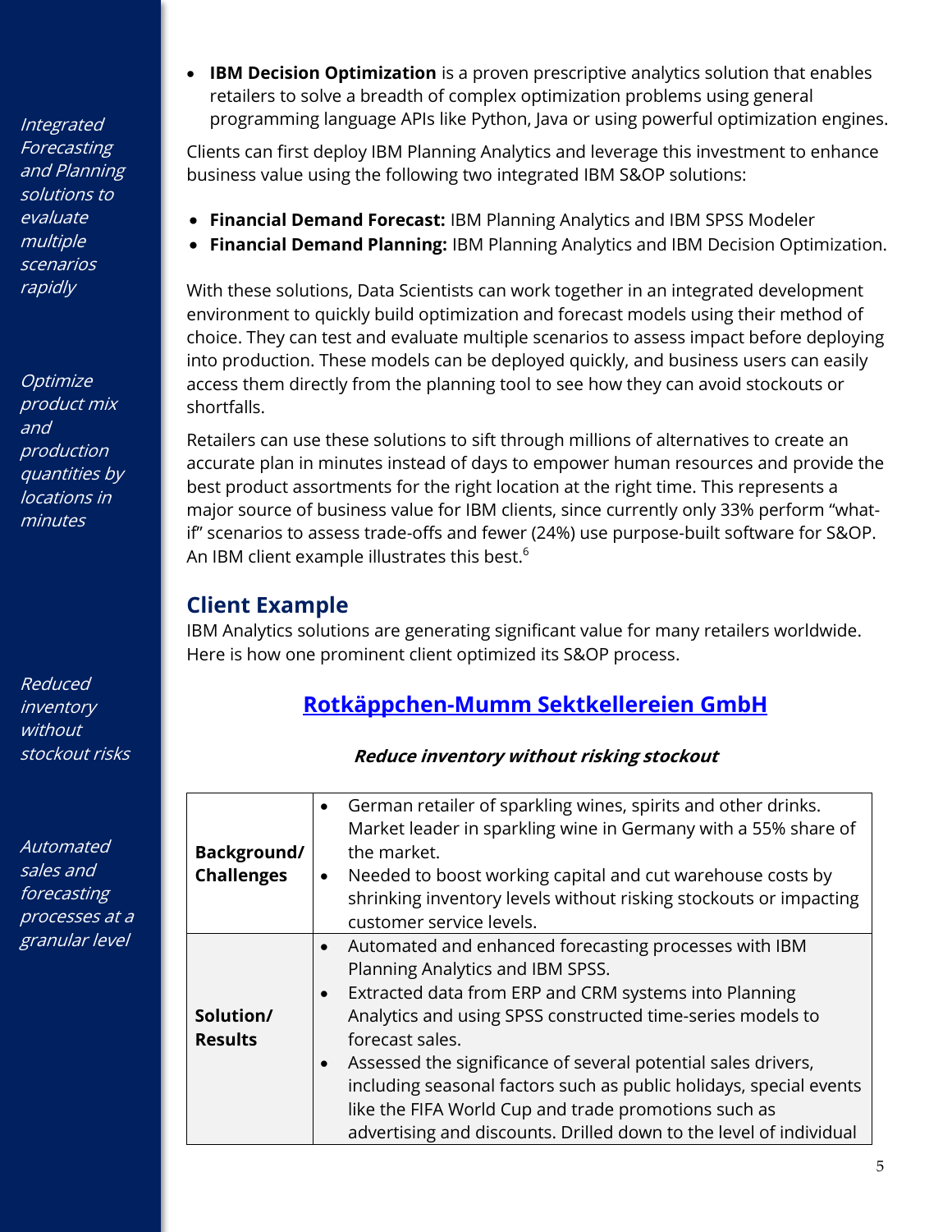*Integrated Forecasting and Planning solutions to evaluate multiple scenarios rapidly*

*Optimize product mix and production quantities by locations in minutes*

*Reduced inventory without stockout risks*

*Automated sales and forecasting processes at a granular level*

- **IBM Decision Optimization** is a proven prescriptive analytics solution that enables retailers to solve a breadth of complex optimization problems using general programming language APIs like Python, Java or using powerful optimization engines.

Clients can first deploy IBM Planning Analytics and leverage this investment to enhance business value using the following two integrated IBM S&OP solutions:

- **Financial Demand Forecast:** IBM Planning Analytics and IBM SPSS Modeler
- **Financial Demand Planning:** IBM Planning Analytics and IBM Decision Optimization.

With these solutions, Data Scientists can work together in an integrated development environment to quickly build optimization and forecast models using their method of choice. They can test and evaluate multiple scenarios to assess impact before deploying into production. These models can be deployed quickly, and business users can easily access them directly from the planning tool to see how they can avoid stockouts or shortfalls.

Retailers can use these solutions to sift through millions of alternatives to create an accurate plan in minutes instead of days to empower human resources and provide the best product assortments for the right location at the right time. This represents a major source of business value for IBM clients, since currently only 33% perform "what-if" scenarios to assess trade-offs and fewer (24%) use purpose-built software for S&OP. An IBM client example illustrates this best.[6]

## Client Example

IBM Analytics solutions are generating significant value for many retailers worldwide. Here is how one prominent client optimized its S&OP process.

### Rotkäppchen-Mumm Sektkellereien GmbH

***Reduce inventory without risking stockout***

| | |
|---|---|
| **Background/ Challenges** | • German retailer of sparkling wines, spirits and other drinks. Market leader in sparkling wine in Germany with a 55% share of the market.<br>• Needed to boost working capital and cut warehouse costs by shrinking inventory levels without risking stockouts or impacting customer service levels. |
| **Solution/ Results** | • Automated and enhanced forecasting processes with IBM Planning Analytics and IBM SPSS.<br>• Extracted data from ERP and CRM systems into Planning Analytics and using SPSS constructed time-series models to forecast sales.<br>• Assessed the significance of several potential sales drivers, including seasonal factors such as public holidays, special events like the FIFA World Cup and trade promotions such as advertising and discounts. Drilled down to the level of individual |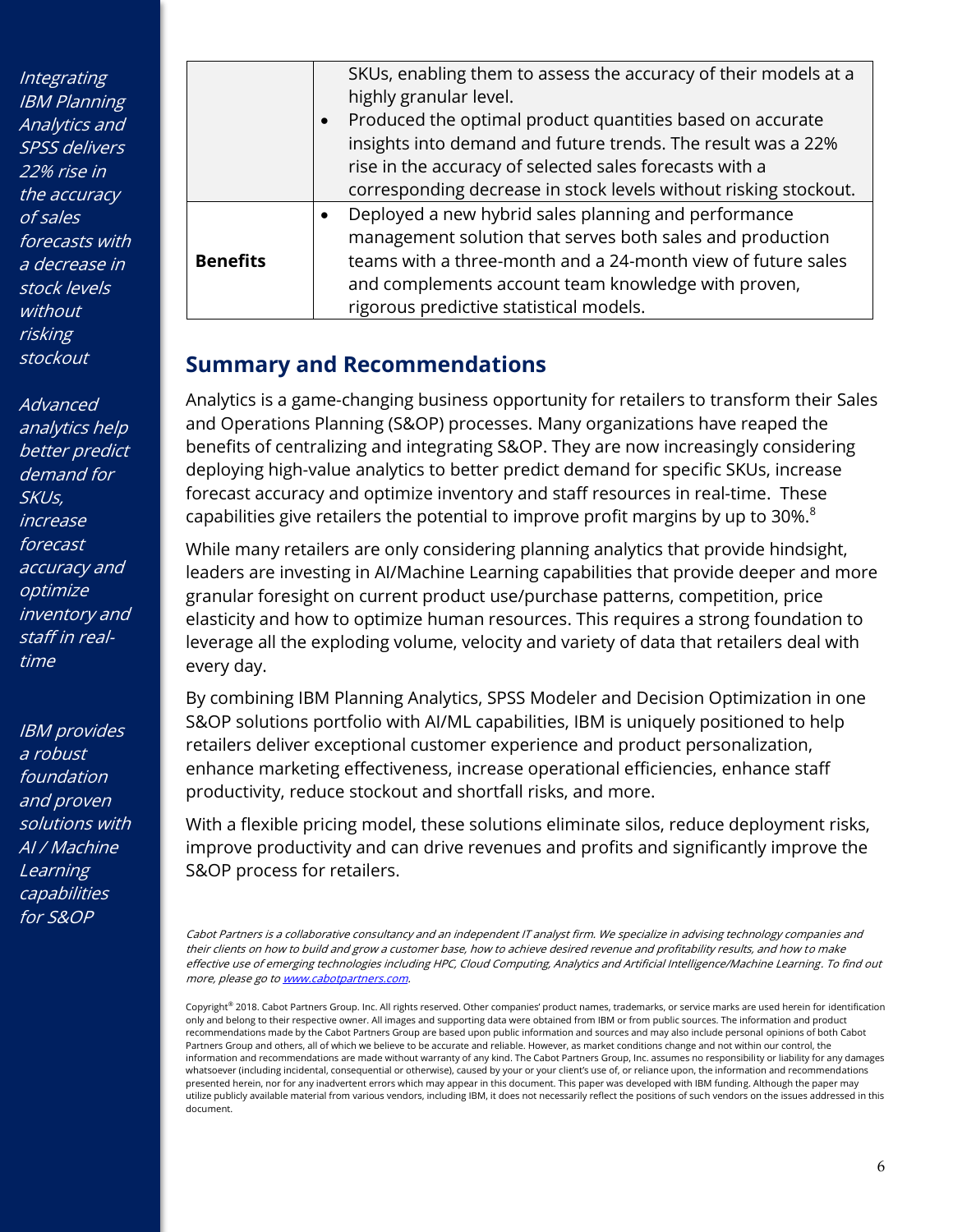*Integrating IBM Planning Analytics and SPSS delivers 22% rise in the accuracy of sales forecasts with a decrease in stock levels without risking stockout*

*Advanced analytics help better predict demand for SKUs, increase forecast accuracy and optimize inventory and staff in real-time*

*IBM provides a robust foundation and proven solutions with AI / Machine Learning capabilities for S&OP*

| | |
|---|---|
| | SKUs, enabling them to assess the accuracy of their models at a highly granular level. <br>• Produced the optimal product quantities based on accurate insights into demand and future trends. The result was a 22% rise in the accuracy of selected sales forecasts with a corresponding decrease in stock levels without risking stockout. |
| **Benefits** | • Deployed a new hybrid sales planning and performance management solution that serves both sales and production teams with a three-month and a 24-month view of future sales and complements account team knowledge with proven, rigorous predictive statistical models. |

## Summary and Recommendations

Analytics is a game-changing business opportunity for retailers to transform their Sales and Operations Planning (S&OP) processes. Many organizations have reaped the benefits of centralizing and integrating S&OP. They are now increasingly considering deploying high-value analytics to better predict demand for specific SKUs, increase forecast accuracy and optimize inventory and staff resources in real-time. These capabilities give retailers the potential to improve profit margins by up to 30%.[8]

While many retailers are only considering planning analytics that provide hindsight, leaders are investing in AI/Machine Learning capabilities that provide deeper and more granular foresight on current product use/purchase patterns, competition, price elasticity and how to optimize human resources. This requires a strong foundation to leverage all the exploding volume, velocity and variety of data that retailers deal with every day.

By combining IBM Planning Analytics, SPSS Modeler and Decision Optimization in one S&OP solutions portfolio with AI/ML capabilities, IBM is uniquely positioned to help retailers deliver exceptional customer experience and product personalization, enhance marketing effectiveness, increase operational efficiencies, enhance staff productivity, reduce stockout and shortfall risks, and more.

With a flexible pricing model, these solutions eliminate silos, reduce deployment risks, improve productivity and can drive revenues and profits and significantly improve the S&OP process for retailers.

*Cabot Partners is a collaborative consultancy and an independent IT analyst firm. We specialize in advising technology companies and their clients on how to build and grow a customer base, how to achieve desired revenue and profitability results, and how to make effective use of emerging technologies including HPC, Cloud Computing, Analytics and Artificial Intelligence/Machine Learning. To find out more, please go to [www.cabotpartners.com](http://www.cabotpartners.com).*

Copyright® 2018. Cabot Partners Group. Inc. All rights reserved. Other companies' product names, trademarks, or service marks are used herein for identification only and belong to their respective owner. All images and supporting data were obtained from IBM or from public sources. The information and product recommendations made by the Cabot Partners Group are based upon public information and sources and may also include personal opinions of both Cabot Partners Group and others, all of which we believe to be accurate and reliable. However, as market conditions change and not within our control, the information and recommendations are made without warranty of any kind. The Cabot Partners Group, Inc. assumes no responsibility or liability for any damages whatsoever (including incidental, consequential or otherwise), caused by your or your client's use of, or reliance upon, the information and recommendations presented herein, nor for any inadvertent errors which may appear in this document. This paper was developed with IBM funding. Although the paper may utilize publicly available material from various vendors, including IBM, it does not necessarily reflect the positions of such vendors on the issues addressed in this document.